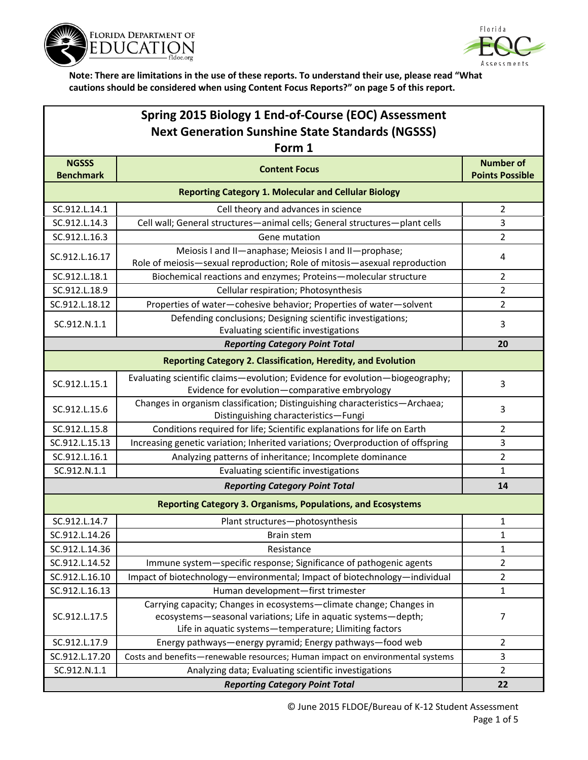**Note: There are limitations in the use of these reports. To understand their use, please read "What cautions should be considered when using Content Focus Reports?" on page 5 of this report.**

# Spring 2015 Biology 1 End-of-Course (EOC) Assessment
## Next Generation Sunshine State Standards (NGSSS)
### Form 1

| NGSSS Benchmark | Content Focus | Number of Points Possible |
|---|---|---|
| **Reporting Category 1. Molecular and Cellular Biology** | | |
| SC.912.L.14.1 | Cell theory and advances in science | 2 |
| SC.912.L.14.3 | Cell wall; General structures—animal cells; General structures—plant cells | 3 |
| SC.912.L.16.3 | Gene mutation | 2 |
| SC.912.L.16.17 | Meiosis I and II—anaphase; Meiosis I and II—prophase; Role of meiosis—sexual reproduction; Role of mitosis—asexual reproduction | 4 |
| SC.912.L.18.1 | Biochemical reactions and enzymes; Proteins—molecular structure | 2 |
| SC.912.L.18.9 | Cellular respiration; Photosynthesis | 2 |
| SC.912.L.18.12 | Properties of water—cohesive behavior; Properties of water—solvent | 2 |
| SC.912.N.1.1 | Defending conclusions; Designing scientific investigations; Evaluating scientific investigations | 3 |
| | ***Reporting Category Point Total*** | **20** |
| **Reporting Category 2. Classification, Heredity, and Evolution** | | |
| SC.912.L.15.1 | Evaluating scientific claims—evolution; Evidence for evolution—biogeography; Evidence for evolution—comparative embryology | 3 |
| SC.912.L.15.6 | Changes in organism classification; Distinguishing characteristics—Archaea; Distinguishing characteristics—Fungi | 3 |
| SC.912.L.15.8 | Conditions required for life; Scientific explanations for life on Earth | 2 |
| SC.912.L.15.13 | Increasing genetic variation; Inherited variations; Overproduction of offspring | 3 |
| SC.912.L.16.1 | Analyzing patterns of inheritance; Incomplete dominance | 2 |
| SC.912.N.1.1 | Evaluating scientific investigations | 1 |
| | ***Reporting Category Point Total*** | **14** |
| **Reporting Category 3. Organisms, Populations, and Ecosystems** | | |
| SC.912.L.14.7 | Plant structures—photosynthesis | 1 |
| SC.912.L.14.26 | Brain stem | 1 |
| SC.912.L.14.36 | Resistance | 1 |
| SC.912.L.14.52 | Immune system—specific response; Significance of pathogenic agents | 2 |
| SC.912.L.16.10 | Impact of biotechnology—environmental; Impact of biotechnology—individual | 2 |
| SC.912.L.16.13 | Human development—first trimester | 1 |
| SC.912.L.17.5 | Carrying capacity; Changes in ecosystems—climate change; Changes in ecosystems—seasonal variations; Life in aquatic systems—depth; Life in aquatic systems—temperature; Limiting factors | 7 |
| SC.912.L.17.9 | Energy pathways—energy pyramid; Energy pathways—food web | 2 |
| SC.912.L.17.20 | Costs and benefits—renewable resources; Human impact on environmental systems | 3 |
| SC.912.N.1.1 | Analyzing data; Evaluating scientific investigations | 2 |
| | ***Reporting Category Point Total*** | **22** |

© June 2015 FLDOE/Bureau of K-12 Student Assessment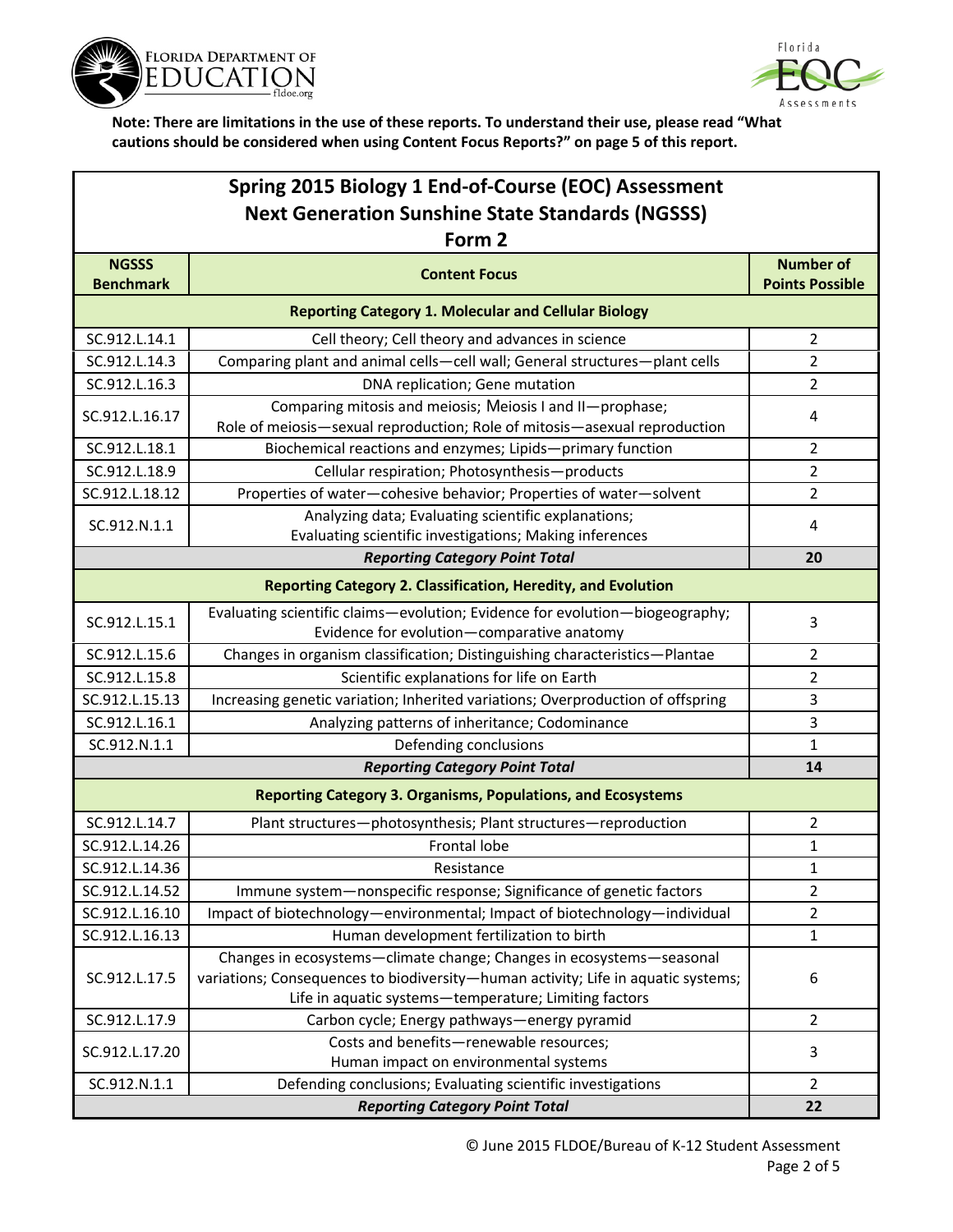**Note: There are limitations in the use of these reports. To understand their use, please read "What cautions should be considered when using Content Focus Reports?" on page 5 of this report.**

## Spring 2015 Biology 1 End-of-Course (EOC) Assessment
## Next Generation Sunshine State Standards (NGSSS)
## Form 2

| NGSSS Benchmark | Content Focus | Number of Points Possible |
|---|---|---|
| **Reporting Category 1. Molecular and Cellular Biology** | | |
| SC.912.L.14.1 | Cell theory; Cell theory and advances in science | 2 |
| SC.912.L.14.3 | Comparing plant and animal cells—cell wall; General structures—plant cells | 2 |
| SC.912.L.16.3 | DNA replication; Gene mutation | 2 |
| SC.912.L.16.17 | Comparing mitosis and meiosis; Meiosis I and II—prophase; Role of meiosis—sexual reproduction; Role of mitosis—asexual reproduction | 4 |
| SC.912.L.18.1 | Biochemical reactions and enzymes; Lipids—primary function | 2 |
| SC.912.L.18.9 | Cellular respiration; Photosynthesis—products | 2 |
| SC.912.L.18.12 | Properties of water—cohesive behavior; Properties of water—solvent | 2 |
| SC.912.N.1.1 | Analyzing data; Evaluating scientific explanations; Evaluating scientific investigations; Making inferences | 4 |
| | ***Reporting Category Point Total*** | **20** |
| **Reporting Category 2. Classification, Heredity, and Evolution** | | |
| SC.912.L.15.1 | Evaluating scientific claims—evolution; Evidence for evolution—biogeography; Evidence for evolution—comparative anatomy | 3 |
| SC.912.L.15.6 | Changes in organism classification; Distinguishing characteristics—Plantae | 2 |
| SC.912.L.15.8 | Scientific explanations for life on Earth | 2 |
| SC.912.L.15.13 | Increasing genetic variation; Inherited variations; Overproduction of offspring | 3 |
| SC.912.L.16.1 | Analyzing patterns of inheritance; Codominance | 3 |
| SC.912.N.1.1 | Defending conclusions | 1 |
| | ***Reporting Category Point Total*** | **14** |
| **Reporting Category 3. Organisms, Populations, and Ecosystems** | | |
| SC.912.L.14.7 | Plant structures—photosynthesis; Plant structures—reproduction | 2 |
| SC.912.L.14.26 | Frontal lobe | 1 |
| SC.912.L.14.36 | Resistance | 1 |
| SC.912.L.14.52 | Immune system—nonspecific response; Significance of genetic factors | 2 |
| SC.912.L.16.10 | Impact of biotechnology—environmental; Impact of biotechnology—individual | 2 |
| SC.912.L.16.13 | Human development fertilization to birth | 1 |
| SC.912.L.17.5 | Changes in ecosystems—climate change; Changes in ecosystems—seasonal variations; Consequences to biodiversity—human activity; Life in aquatic systems; Life in aquatic systems—temperature; Limiting factors | 6 |
| SC.912.L.17.9 | Carbon cycle; Energy pathways—energy pyramid | 2 |
| SC.912.L.17.20 | Costs and benefits—renewable resources; Human impact on environmental systems | 3 |
| SC.912.N.1.1 | Defending conclusions; Evaluating scientific investigations | 2 |
| | ***Reporting Category Point Total*** | **22** |

© June 2015 FLDOE/Bureau of K-12 Student Assessment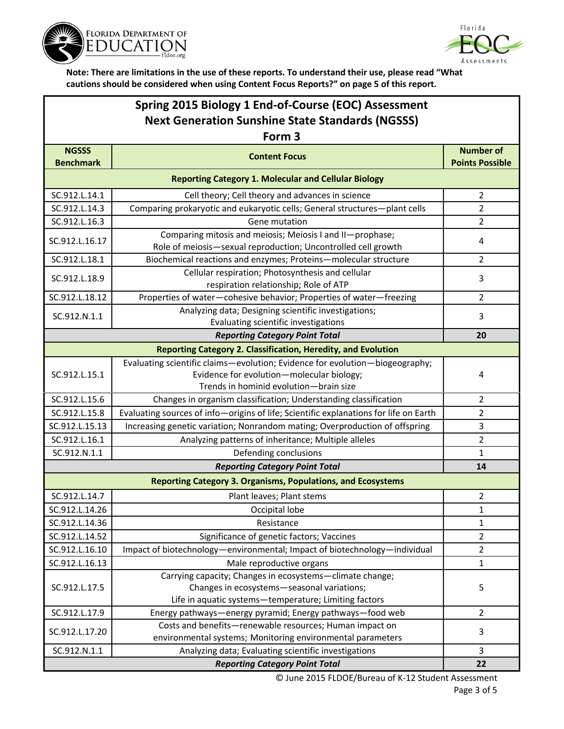**Note: There are limitations in the use of these reports. To understand their use, please read "What cautions should be considered when using Content Focus Reports?" on page 5 of this report.**

## Spring 2015 Biology 1 End-of-Course (EOC) Assessment
## Next Generation Sunshine State Standards (NGSSS)
## Form 3

| NGSSS Benchmark | Content Focus | Number of Points Possible |
|---|---|---|
| **Reporting Category 1. Molecular and Cellular Biology** | | |
| SC.912.L.14.1 | Cell theory; Cell theory and advances in science | 2 |
| SC.912.L.14.3 | Comparing prokaryotic and eukaryotic cells; General structures—plant cells | 2 |
| SC.912.L.16.3 | Gene mutation | 2 |
| SC.912.L.16.17 | Comparing mitosis and meiosis; Meiosis I and II—prophase; Role of meiosis—sexual reproduction; Uncontrolled cell growth | 4 |
| SC.912.L.18.1 | Biochemical reactions and enzymes; Proteins—molecular structure | 2 |
| SC.912.L.18.9 | Cellular respiration; Photosynthesis and cellular respiration relationship; Role of ATP | 3 |
| SC.912.L.18.12 | Properties of water—cohesive behavior; Properties of water—freezing | 2 |
| SC.912.N.1.1 | Analyzing data; Designing scientific investigations; Evaluating scientific investigations | 3 |
| | ***Reporting Category Point Total*** | **20** |
| **Reporting Category 2. Classification, Heredity, and Evolution** | | |
| SC.912.L.15.1 | Evaluating scientific claims—evolution; Evidence for evolution—biogeography; Evidence for evolution—molecular biology; Trends in hominid evolution—brain size | 4 |
| SC.912.L.15.6 | Changes in organism classification; Understanding classification | 2 |
| SC.912.L.15.8 | Evaluating sources of info—origins of life; Scientific explanations for life on Earth | 2 |
| SC.912.L.15.13 | Increasing genetic variation; Nonrandom mating; Overproduction of offspring | 3 |
| SC.912.L.16.1 | Analyzing patterns of inheritance; Multiple alleles | 2 |
| SC.912.N.1.1 | Defending conclusions | 1 |
| | ***Reporting Category Point Total*** | **14** |
| **Reporting Category 3. Organisms, Populations, and Ecosystems** | | |
| SC.912.L.14.7 | Plant leaves; Plant stems | 2 |
| SC.912.L.14.26 | Occipital lobe | 1 |
| SC.912.L.14.36 | Resistance | 1 |
| SC.912.L.14.52 | Significance of genetic factors; Vaccines | 2 |
| SC.912.L.16.10 | Impact of biotechnology—environmental; Impact of biotechnology—individual | 2 |
| SC.912.L.16.13 | Male reproductive organs | 1 |
| SC.912.L.17.5 | Carrying capacity; Changes in ecosystems—climate change; Changes in ecosystems—seasonal variations; Life in aquatic systems—temperature; Limiting factors | 5 |
| SC.912.L.17.9 | Energy pathways—energy pyramid; Energy pathways—food web | 2 |
| SC.912.L.17.20 | Costs and benefits—renewable resources; Human impact on environmental systems; Monitoring environmental parameters | 3 |
| SC.912.N.1.1 | Analyzing data; Evaluating scientific investigations | 3 |
| | ***Reporting Category Point Total*** | **22** |

© June 2015 FLDOE/Bureau of K-12 Student Assessment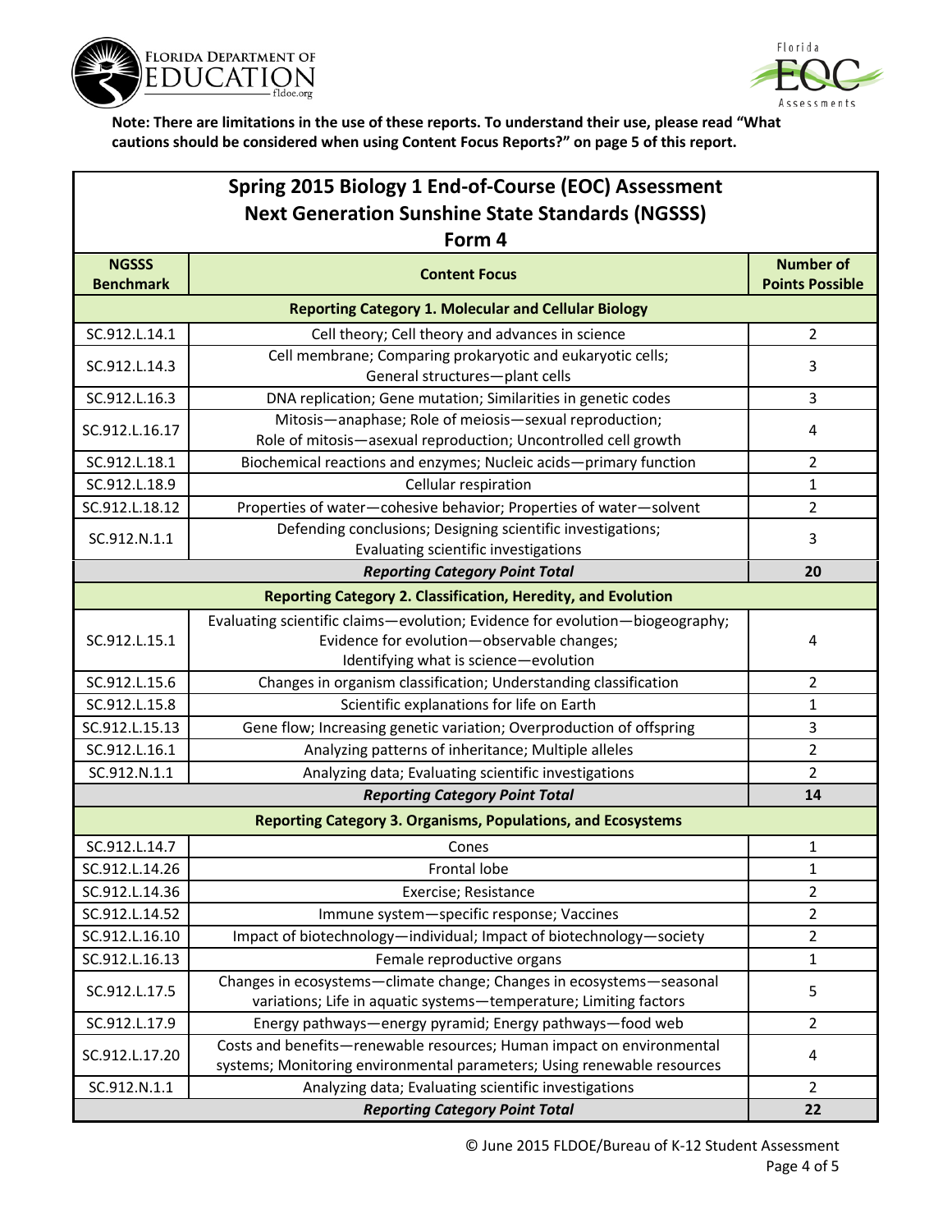**Note: There are limitations in the use of these reports. To understand their use, please read "What cautions should be considered when using Content Focus Reports?" on page 5 of this report.**

## Spring 2015 Biology 1 End-of-Course (EOC) Assessment Next Generation Sunshine State Standards (NGSSS) Form 4

| NGSSS Benchmark | Content Focus | Number of Points Possible |
|---|---|---|
| **Reporting Category 1. Molecular and Cellular Biology** | | |
| SC.912.L.14.1 | Cell theory; Cell theory and advances in science | 2 |
| SC.912.L.14.3 | Cell membrane; Comparing prokaryotic and eukaryotic cells; General structures—plant cells | 3 |
| SC.912.L.16.3 | DNA replication; Gene mutation; Similarities in genetic codes | 3 |
| SC.912.L.16.17 | Mitosis—anaphase; Role of meiosis—sexual reproduction; Role of mitosis—asexual reproduction; Uncontrolled cell growth | 4 |
| SC.912.L.18.1 | Biochemical reactions and enzymes; Nucleic acids—primary function | 2 |
| SC.912.L.18.9 | Cellular respiration | 1 |
| SC.912.L.18.12 | Properties of water—cohesive behavior; Properties of water—solvent | 2 |
| SC.912.N.1.1 | Defending conclusions; Designing scientific investigations; Evaluating scientific investigations | 3 |
| | ***Reporting Category Point Total*** | **20** |
| **Reporting Category 2. Classification, Heredity, and Evolution** | | |
| SC.912.L.15.1 | Evaluating scientific claims—evolution; Evidence for evolution—biogeography; Evidence for evolution—observable changes; Identifying what is science—evolution | 4 |
| SC.912.L.15.6 | Changes in organism classification; Understanding classification | 2 |
| SC.912.L.15.8 | Scientific explanations for life on Earth | 1 |
| SC.912.L.15.13 | Gene flow; Increasing genetic variation; Overproduction of offspring | 3 |
| SC.912.L.16.1 | Analyzing patterns of inheritance; Multiple alleles | 2 |
| SC.912.N.1.1 | Analyzing data; Evaluating scientific investigations | 2 |
| | ***Reporting Category Point Total*** | **14** |
| **Reporting Category 3. Organisms, Populations, and Ecosystems** | | |
| SC.912.L.14.7 | Cones | 1 |
| SC.912.L.14.26 | Frontal lobe | 1 |
| SC.912.L.14.36 | Exercise; Resistance | 2 |
| SC.912.L.14.52 | Immune system—specific response; Vaccines | 2 |
| SC.912.L.16.10 | Impact of biotechnology—individual; Impact of biotechnology—society | 2 |
| SC.912.L.16.13 | Female reproductive organs | 1 |
| SC.912.L.17.5 | Changes in ecosystems—climate change; Changes in ecosystems—seasonal variations; Life in aquatic systems—temperature; Limiting factors | 5 |
| SC.912.L.17.9 | Energy pathways—energy pyramid; Energy pathways—food web | 2 |
| SC.912.L.17.20 | Costs and benefits—renewable resources; Human impact on environmental systems; Monitoring environmental parameters; Using renewable resources | 4 |
| SC.912.N.1.1 | Analyzing data; Evaluating scientific investigations | 2 |
| | ***Reporting Category Point Total*** | **22** |

© June 2015 FLDOE/Bureau of K-12 Student Assessment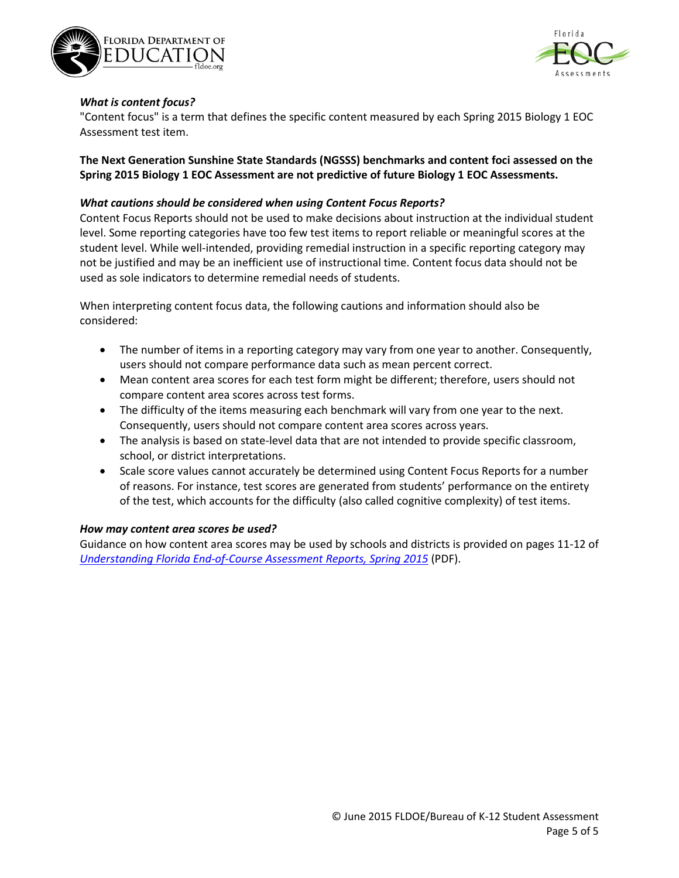***What is content focus?***

"Content focus" is a term that defines the specific content measured by each Spring 2015 Biology 1 EOC Assessment test item.

**The Next Generation Sunshine State Standards (NGSSS) benchmarks and content foci assessed on the Spring 2015 Biology 1 EOC Assessment are not predictive of future Biology 1 EOC Assessments.**

***What cautions should be considered when using Content Focus Reports?***

Content Focus Reports should not be used to make decisions about instruction at the individual student level. Some reporting categories have too few test items to report reliable or meaningful scores at the student level. While well-intended, providing remedial instruction in a specific reporting category may not be justified and may be an inefficient use of instructional time. Content focus data should not be used as sole indicators to determine remedial needs of students.

When interpreting content focus data, the following cautions and information should also be considered:

- The number of items in a reporting category may vary from one year to another. Consequently, users should not compare performance data such as mean percent correct.
- Mean content area scores for each test form might be different; therefore, users should not compare content area scores across test forms.
- The difficulty of the items measuring each benchmark will vary from one year to the next. Consequently, users should not compare content area scores across years.
- The analysis is based on state-level data that are not intended to provide specific classroom, school, or district interpretations.
- Scale score values cannot accurately be determined using Content Focus Reports for a number of reasons. For instance, test scores are generated from students' performance on the entirety of the test, which accounts for the difficulty (also called cognitive complexity) of test items.

***How may content area scores be used?***

Guidance on how content area scores may be used by schools and districts is provided on pages 11-12 of *Understanding Florida End-of-Course Assessment Reports, Spring 2015* (PDF).

© June 2015 FLDOE/Bureau of K-12 Student Assessment